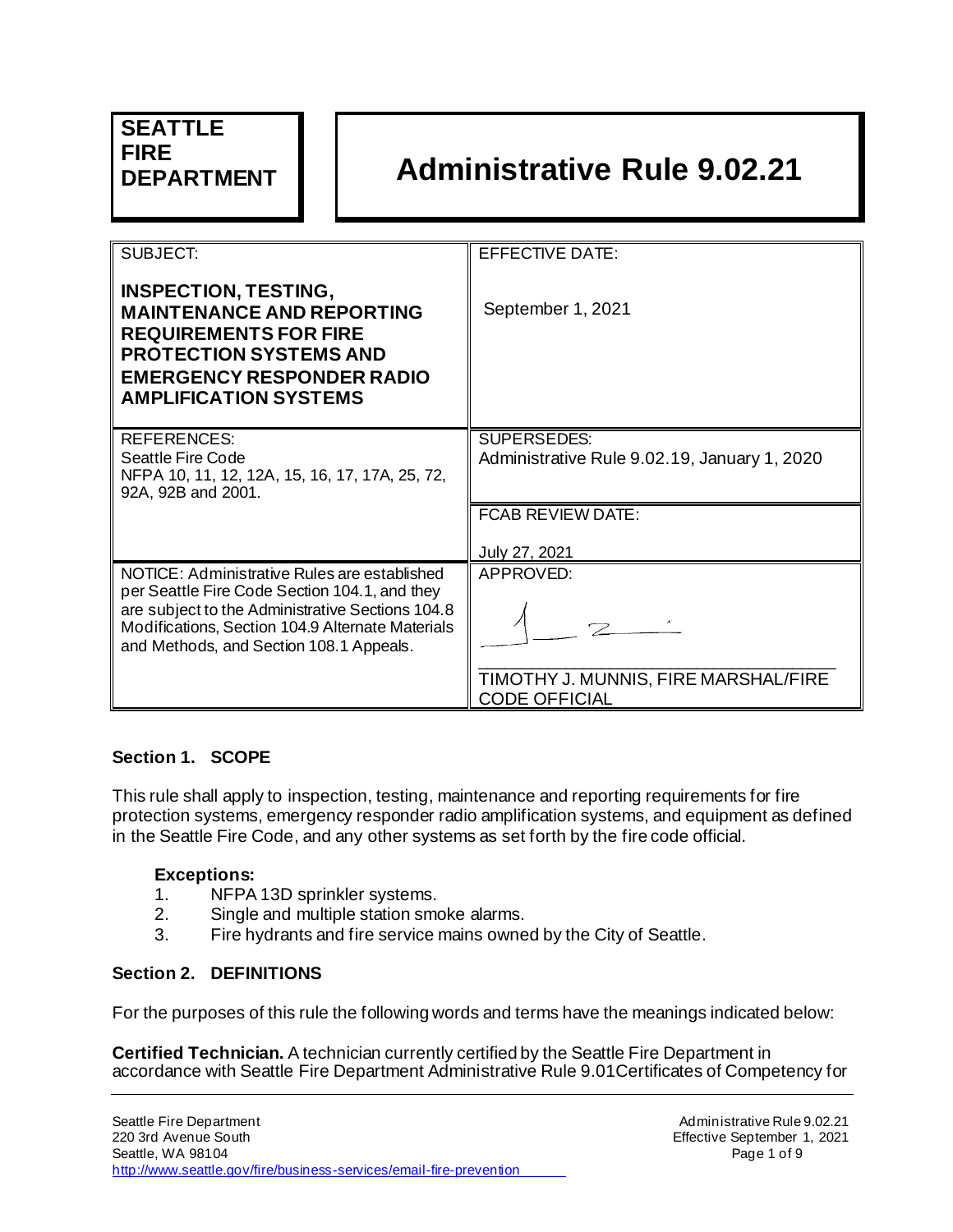| SEATTLE FIRE DEPARTMENT | Administrative Rule 9.02.21 |
|---|---|

| | |
|---|---|
| SUBJECT: **INSPECTION, TESTING, MAINTENANCE AND REPORTING REQUIREMENTS FOR FIRE PROTECTION SYSTEMS AND EMERGENCY RESPONDER RADIO AMPLIFICATION SYSTEMS** | EFFECTIVE DATE: September 1, 2021 |
| REFERENCES: Seattle Fire Code NFPA 10, 11, 12, 12A, 15, 16, 17, 17A, 25, 72, 92A, 92B and 2001. | SUPERSEDES: Administrative Rule 9.02.19, January 1, 2020 |
| | FCAB REVIEW DATE: July 27, 2021 |
| NOTICE: Administrative Rules are established per Seattle Fire Code Section 104.1, and they are subject to the Administrative Sections 104.8 Modifications, Section 104.9 Alternate Materials and Methods, and Section 108.1 Appeals. | APPROVED: TIMOTHY J. MUNNIS, FIRE MARSHAL/FIRE CODE OFFICIAL |

## Section 1. SCOPE

This rule shall apply to inspection, testing, maintenance and reporting requirements for fire protection systems, emergency responder radio amplification systems, and equipment as defined in the Seattle Fire Code, and any other systems as set forth by the fire code official.

**Exceptions:**

1. NFPA 13D sprinkler systems.
2. Single and multiple station smoke alarms.
3. Fire hydrants and fire service mains owned by the City of Seattle.

## Section 2. DEFINITIONS

For the purposes of this rule the following words and terms have the meanings indicated below:

**Certified Technician.** A technician currently certified by the Seattle Fire Department in accordance with Seattle Fire Department Administrative Rule 9.01Certificates of Competency for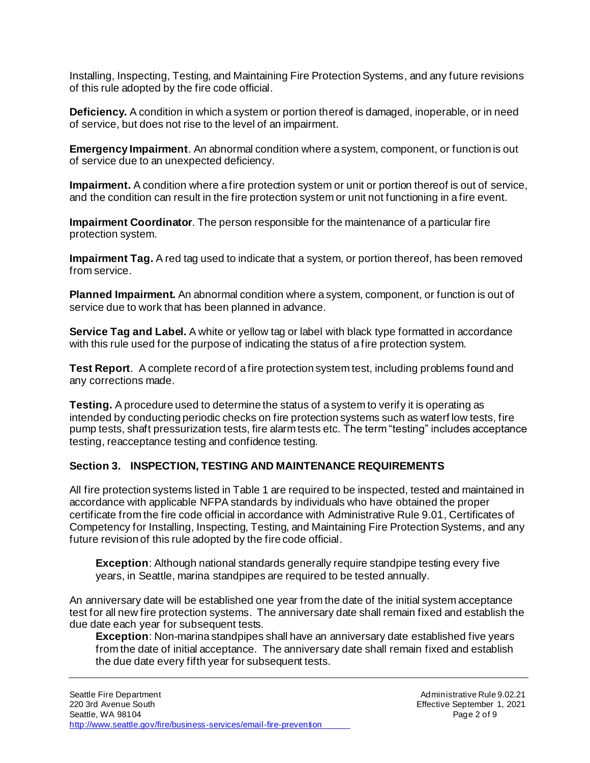Installing, Inspecting, Testing, and Maintaining Fire Protection Systems, and any future revisions of this rule adopted by the fire code official.

**Deficiency.** A condition in which a system or portion thereof is damaged, inoperable, or in need of service, but does not rise to the level of an impairment.

**Emergency Impairment**. An abnormal condition where a system, component, or function is out of service due to an unexpected deficiency.

**Impairment.** A condition where a fire protection system or unit or portion thereof is out of service, and the condition can result in the fire protection system or unit not functioning in a fire event.

**Impairment Coordinator**. The person responsible for the maintenance of a particular fire protection system.

**Impairment Tag.** A red tag used to indicate that a system, or portion thereof, has been removed from service.

**Planned Impairment.** An abnormal condition where a system, component, or function is out of service due to work that has been planned in advance.

**Service Tag and Label.** A white or yellow tag or label with black type formatted in accordance with this rule used for the purpose of indicating the status of a fire protection system.

**Test Report**. A complete record of a fire protection system test, including problems found and any corrections made.

**Testing.** A procedure used to determine the status of a system to verify it is operating as intended by conducting periodic checks on fire protection systems such as waterflow tests, fire pump tests, shaft pressurization tests, fire alarm tests etc. The term "testing" includes acceptance testing, reacceptance testing and confidence testing.

## Section 3. INSPECTION, TESTING AND MAINTENANCE REQUIREMENTS

All fire protection systems listed in Table 1 are required to be inspected, tested and maintained in accordance with applicable NFPA standards by individuals who have obtained the proper certificate from the fire code official in accordance with Administrative Rule 9.01, Certificates of Competency for Installing, Inspecting, Testing, and Maintaining Fire Protection Systems, and any future revision of this rule adopted by the fire code official.

> **Exception**: Although national standards generally require standpipe testing every five years, in Seattle, marina standpipes are required to be tested annually.

An anniversary date will be established one year from the date of the initial system acceptance test for all new fire protection systems. The anniversary date shall remain fixed and establish the due date each year for subsequent tests.

> **Exception**: Non-marina standpipes shall have an anniversary date established five years from the date of initial acceptance. The anniversary date shall remain fixed and establish the due date every fifth year for subsequent tests.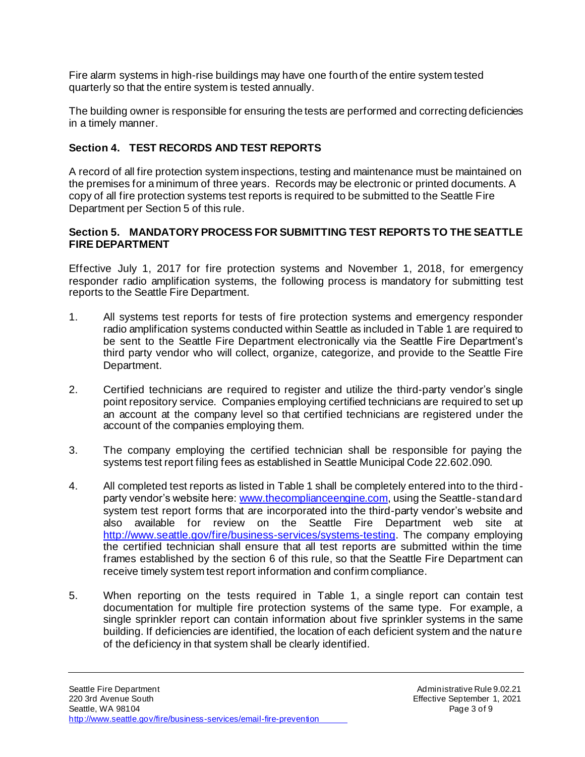Fire alarm systems in high-rise buildings may have one fourth of the entire system tested quarterly so that the entire system is tested annually.

The building owner is responsible for ensuring the tests are performed and correcting deficiencies in a timely manner.

## Section 4. TEST RECORDS AND TEST REPORTS

A record of all fire protection system inspections, testing and maintenance must be maintained on the premises for a minimum of three years. Records may be electronic or printed documents. A copy of all fire protection systems test reports is required to be submitted to the Seattle Fire Department per Section 5 of this rule.

## Section 5. MANDATORY PROCESS FOR SUBMITTING TEST REPORTS TO THE SEATTLE FIRE DEPARTMENT

Effective July 1, 2017 for fire protection systems and November 1, 2018, for emergency responder radio amplification systems, the following process is mandatory for submitting test reports to the Seattle Fire Department.

1. All systems test reports for tests of fire protection systems and emergency responder radio amplification systems conducted within Seattle as included in Table 1 are required to be sent to the Seattle Fire Department electronically via the Seattle Fire Department's third party vendor who will collect, organize, categorize, and provide to the Seattle Fire Department.

2. Certified technicians are required to register and utilize the third-party vendor's single point repository service. Companies employing certified technicians are required to set up an account at the company level so that certified technicians are registered under the account of the companies employing them.

3. The company employing the certified technician shall be responsible for paying the systems test report filing fees as established in Seattle Municipal Code 22.602.090.

4. All completed test reports as listed in Table 1 shall be completely entered into to the third-party vendor's website here: [www.thecomplianceengine.com](http://www.thecomplianceengine.com), using the Seattle-standard system test report forms that are incorporated into the third-party vendor's website and also available for review on the Seattle Fire Department web site at [http://www.seattle.gov/fire/business-services/systems-testing](http://www.seattle.gov/fire/business-services/systems-testing). The company employing the certified technician shall ensure that all test reports are submitted within the time frames established by the section 6 of this rule, so that the Seattle Fire Department can receive timely system test report information and confirm compliance.

5. When reporting on the tests required in Table 1, a single report can contain test documentation for multiple fire protection systems of the same type. For example, a single sprinkler report can contain information about five sprinkler systems in the same building. If deficiencies are identified, the location of each deficient system and the nature of the deficiency in that system shall be clearly identified.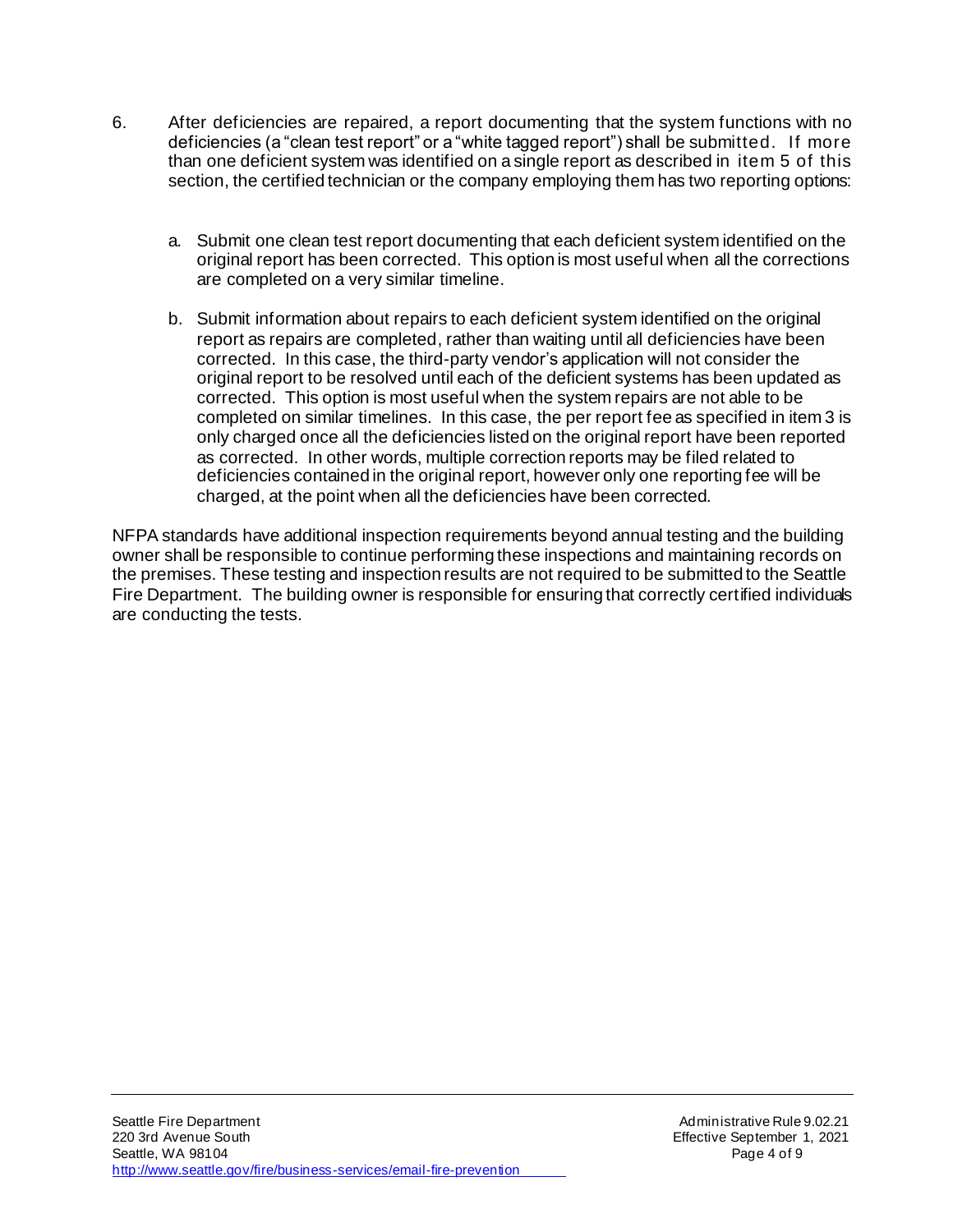6. After deficiencies are repaired, a report documenting that the system functions with no deficiencies (a "clean test report" or a "white tagged report") shall be submitted. If more than one deficient system was identified on a single report as described in item 5 of this section, the certified technician or the company employing them has two reporting options:

   a. Submit one clean test report documenting that each deficient system identified on the original report has been corrected. This option is most useful when all the corrections are completed on a very similar timeline.

   b. Submit information about repairs to each deficient system identified on the original report as repairs are completed, rather than waiting until all deficiencies have been corrected. In this case, the third-party vendor's application will not consider the original report to be resolved until each of the deficient systems has been updated as corrected. This option is most useful when the system repairs are not able to be completed on similar timelines. In this case, the per report fee as specified in item 3 is only charged once all the deficiencies listed on the original report have been reported as corrected. In other words, multiple correction reports may be filed related to deficiencies contained in the original report, however only one reporting fee will be charged, at the point when all the deficiencies have been corrected.

NFPA standards have additional inspection requirements beyond annual testing and the building owner shall be responsible to continue performing these inspections and maintaining records on the premises. These testing and inspection results are not required to be submitted to the Seattle Fire Department. The building owner is responsible for ensuring that correctly certified individuals are conducting the tests.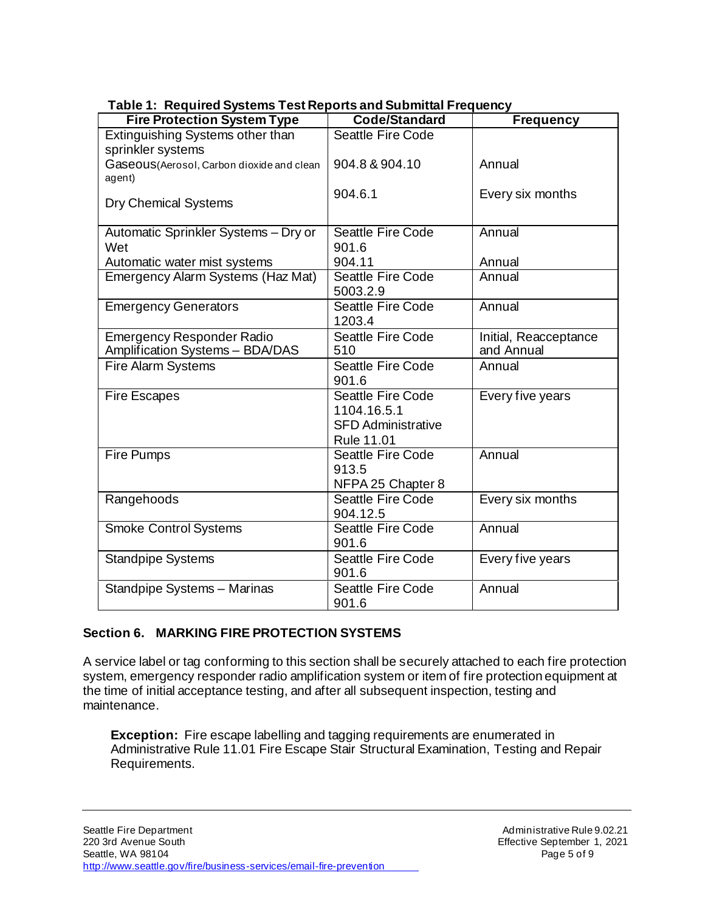**Table 1: Required Systems Test Reports and Submittal Frequency**

| Fire Protection System Type | Code/Standard | Frequency |
|---|---|---|
| Extinguishing Systems other than sprinkler systems | Seattle Fire Code | |
| Gaseous(Aerosol, Carbon dioxide and clean agent) | 904.8 & 904.10 | Annual |
| Dry Chemical Systems | 904.6.1 | Every six months |
| Automatic Sprinkler Systems – Dry or Wet | Seattle Fire Code 901.6 | Annual |
| Automatic water mist systems | 904.11 | Annual |
| Emergency Alarm Systems (Haz Mat) | Seattle Fire Code 5003.2.9 | Annual |
| Emergency Generators | Seattle Fire Code 1203.4 | Annual |
| Emergency Responder Radio Amplification Systems – BDA/DAS | Seattle Fire Code 510 | Initial, Reacceptance and Annual |
| Fire Alarm Systems | Seattle Fire Code 901.6 | Annual |
| Fire Escapes | Seattle Fire Code 1104.16.5.1 SFD Administrative Rule 11.01 | Every five years |
| Fire Pumps | Seattle Fire Code 913.5 NFPA 25 Chapter 8 | Annual |
| Rangehoods | Seattle Fire Code 904.12.5 | Every six months |
| Smoke Control Systems | Seattle Fire Code 901.6 | Annual |
| Standpipe Systems | Seattle Fire Code 901.6 | Every five years |
| Standpipe Systems – Marinas | Seattle Fire Code 901.6 | Annual |

## Section 6. MARKING FIRE PROTECTION SYSTEMS

A service label or tag conforming to this section shall be securely attached to each fire protection system, emergency responder radio amplification system or item of fire protection equipment at the time of initial acceptance testing, and after all subsequent inspection, testing and maintenance.

> **Exception:** Fire escape labelling and tagging requirements are enumerated in Administrative Rule 11.01 Fire Escape Stair Structural Examination, Testing and Repair Requirements.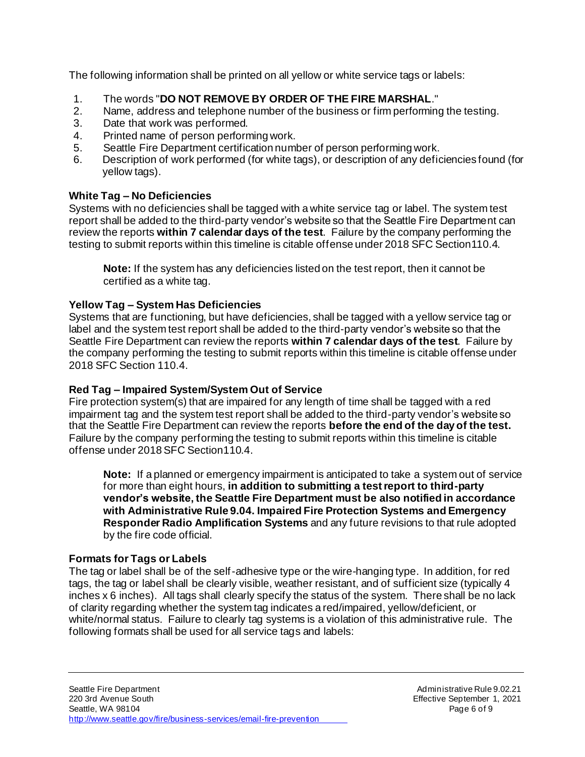The following information shall be printed on all yellow or white service tags or labels:

1. The words "**DO NOT REMOVE BY ORDER OF THE FIRE MARSHAL**."
2. Name, address and telephone number of the business or firm performing the testing.
3. Date that work was performed.
4. Printed name of person performing work.
5. Seattle Fire Department certification number of person performing work.
6. Description of work performed (for white tags), or description of any deficiencies found (for yellow tags).

### White Tag – No Deficiencies

Systems with no deficiencies shall be tagged with a white service tag or label. The system test report shall be added to the third-party vendor's website so that the Seattle Fire Department can review the reports **within 7 calendar days of the test**. Failure by the company performing the testing to submit reports within this timeline is citable offense under 2018 SFC Section110.4.

> **Note:** If the system has any deficiencies listed on the test report, then it cannot be certified as a white tag.

### Yellow Tag – System Has Deficiencies

Systems that are functioning, but have deficiencies, shall be tagged with a yellow service tag or label and the system test report shall be added to the third-party vendor's website so that the Seattle Fire Department can review the reports **within 7 calendar days of the test**. Failure by the company performing the testing to submit reports within this timeline is citable offense under 2018 SFC Section 110.4.

### Red Tag – Impaired System/System Out of Service

Fire protection system(s) that are impaired for any length of time shall be tagged with a red impairment tag and the system test report shall be added to the third-party vendor's website so that the Seattle Fire Department can review the reports **before the end of the day of the test.** Failure by the company performing the testing to submit reports within this timeline is citable offense under 2018 SFC Section110.4.

> **Note:** If a planned or emergency impairment is anticipated to take a system out of service for more than eight hours, **in addition to submitting a test report to third-party vendor's website, the Seattle Fire Department must be also notified in accordance with Administrative Rule 9.04. Impaired Fire Protection Systems and Emergency Responder Radio Amplification Systems** and any future revisions to that rule adopted by the fire code official.

### Formats for Tags or Labels

The tag or label shall be of the self-adhesive type or the wire-hanging type. In addition, for red tags, the tag or label shall be clearly visible, weather resistant, and of sufficient size (typically 4 inches x 6 inches). All tags shall clearly specify the status of the system. There shall be no lack of clarity regarding whether the system tag indicates a red/impaired, yellow/deficient, or white/normal status. Failure to clearly tag systems is a violation of this administrative rule. The following formats shall be used for all service tags and labels: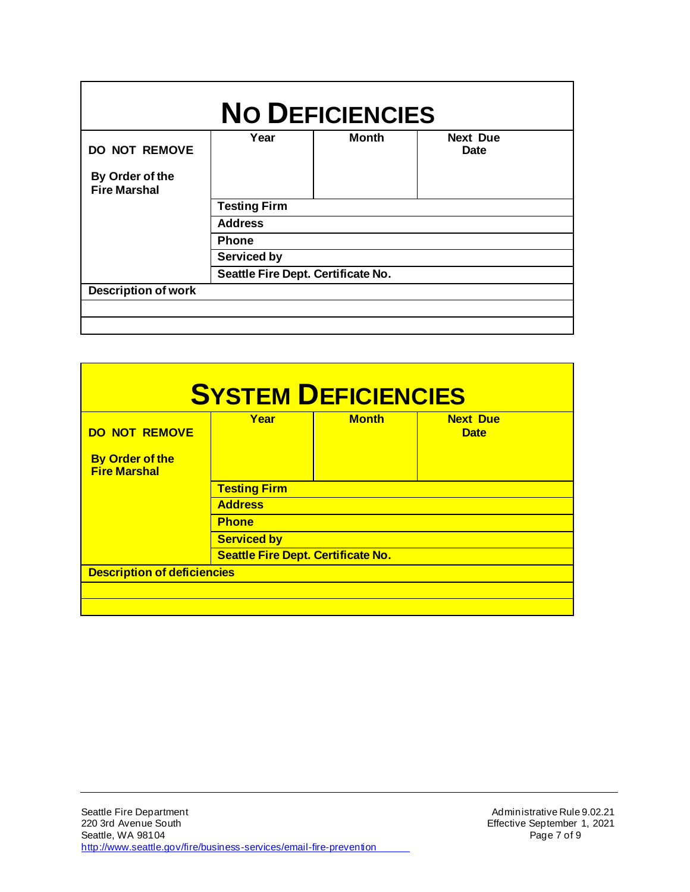| NO DEFICIENCIES | | | |
|---|---|---|---|
| **DO NOT REMOVE**<br><br>**By Order of the Fire Marshal** | **Year** | **Month** | **Next Due Date** |
| | **Testing Firm** | | |
| | **Address** | | |
| | **Phone** | | |
| | **Serviced by** | | |
| | **Seattle Fire Dept. Certificate No.** | | |
| **Description of work** | | | |
| | | | |
| | | | |

| SYSTEM DEFICIENCIES | | | |
|---|---|---|---|
| **DO NOT REMOVE**<br><br>**By Order of the Fire Marshal** | **Year** | **Month** | **Next Due Date** |
| | **Testing Firm** | | |
| | **Address** | | |
| | **Phone** | | |
| | **Serviced by** | | |
| | **Seattle Fire Dept. Certificate No.** | | |
| **Description of deficiencies** | | | |
| | | | |
| | | | |

Seattle Fire Department
220 3rd Avenue South
Seattle, WA 98104
http://www.seattle.gov/fire/business-services/email-fire-prevention

Administrative Rule 9.02.21
Effective September 1, 2021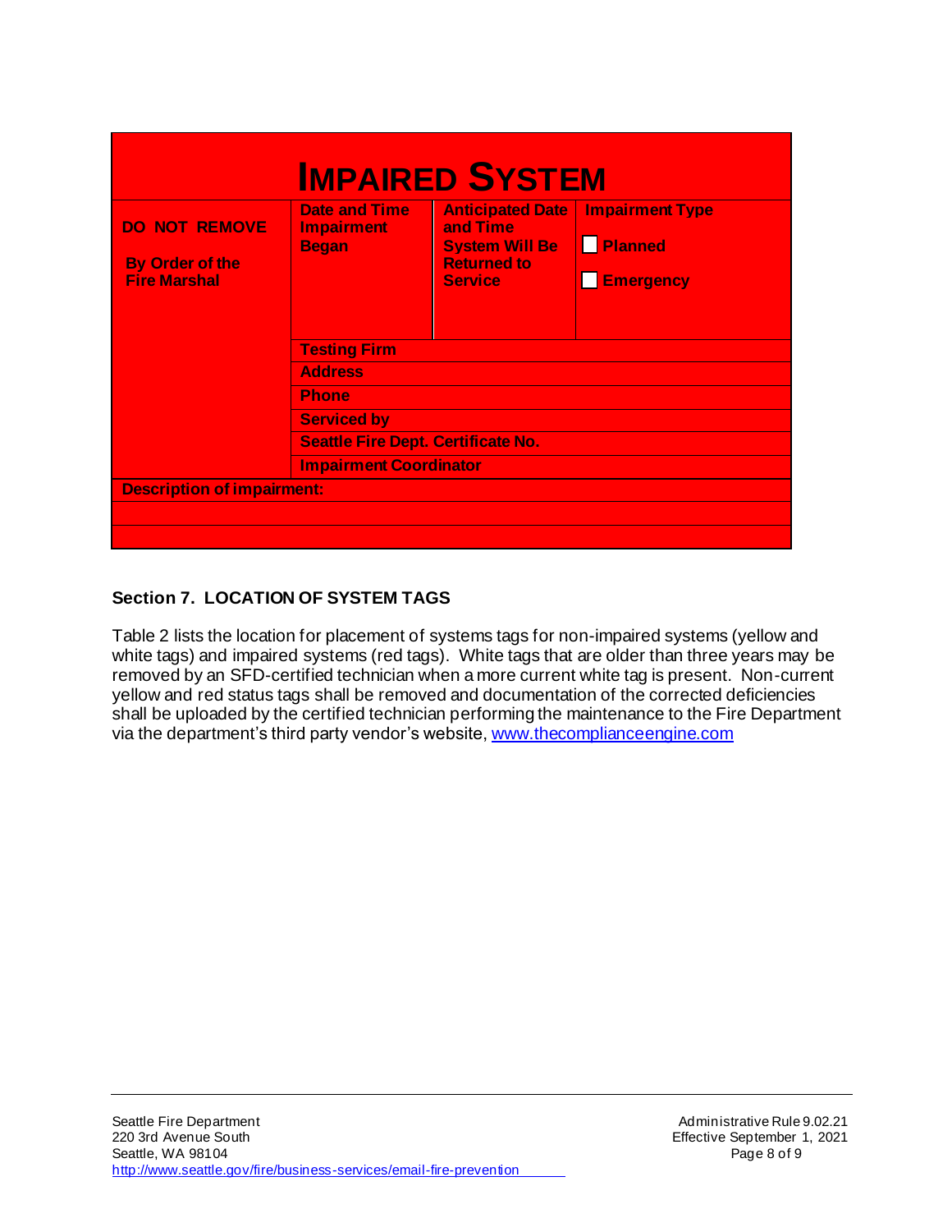| IMPAIRED SYSTEM | | | |
|---|---|---|---|
| **DO NOT REMOVE**<br><br>**By Order of the Fire Marshal** | **Date and Time Impairment Began** | **Anticipated Date and Time System Will Be Returned to Service** | **Impairment Type**<br>☐ **Planned**<br>☐ **Emergency** |
| | **Testing Firm** | | |
| | **Address** | | |
| | **Phone** | | |
| | **Serviced by** | | |
| | **Seattle Fire Dept. Certificate No.** | | |
| | **Impairment Coordinator** | | |
| **Description of impairment:** | | | |
| | | | |
| | | | |

### Section 7. LOCATION OF SYSTEM TAGS

Table 2 lists the location for placement of systems tags for non-impaired systems (yellow and white tags) and impaired systems (red tags). White tags that are older than three years may be removed by an SFD-certified technician when a more current white tag is present. Non-current yellow and red status tags shall be removed and documentation of the corrected deficiencies shall be uploaded by the certified technician performing the maintenance to the Fire Department via the department's third party vendor's website, www.thecomplianceengine.com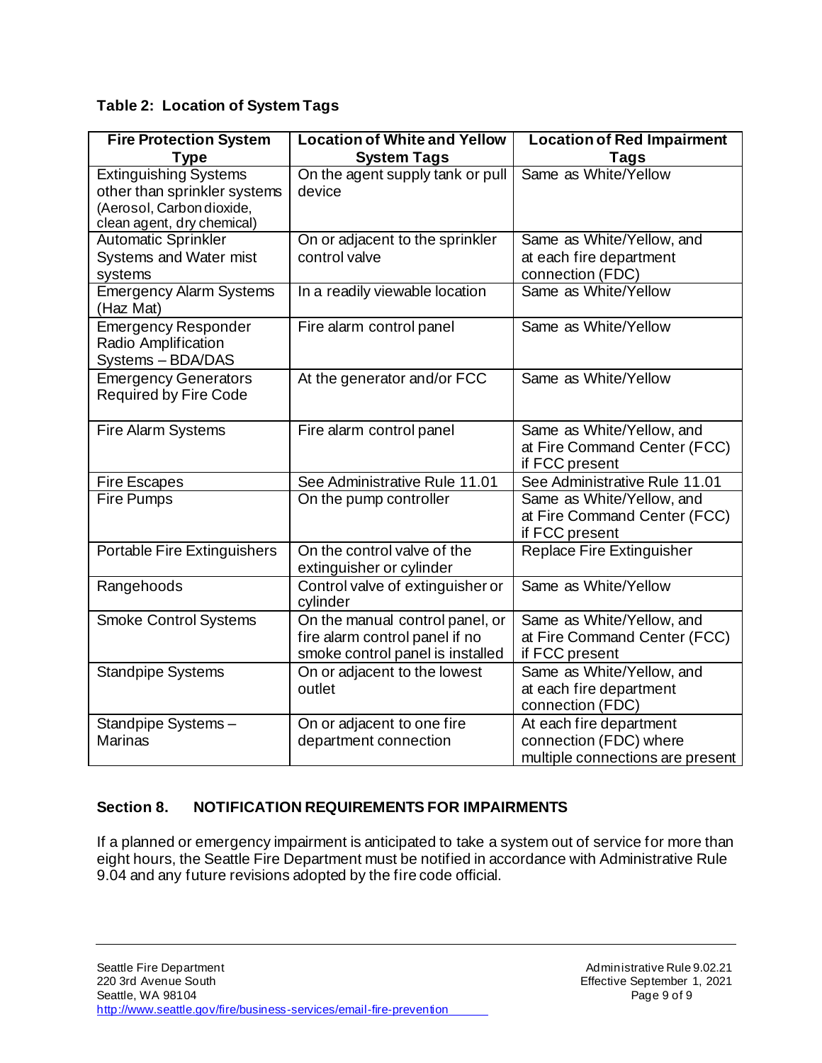**Table 2: Location of System Tags**

| Fire Protection System Type | Location of White and Yellow System Tags | Location of Red Impairment Tags |
| --- | --- | --- |
| Extinguishing Systems other than sprinkler systems (Aerosol, Carbon dioxide, clean agent, dry chemical) | On the agent supply tank or pull device | Same as White/Yellow |
| Automatic Sprinkler Systems and Water mist systems | On or adjacent to the sprinkler control valve | Same as White/Yellow, and at each fire department connection (FDC) |
| Emergency Alarm Systems (Haz Mat) | In a readily viewable location | Same as White/Yellow |
| Emergency Responder Radio Amplification Systems – BDA/DAS | Fire alarm control panel | Same as White/Yellow |
| Emergency Generators Required by Fire Code | At the generator and/or FCC | Same as White/Yellow |
| Fire Alarm Systems | Fire alarm control panel | Same as White/Yellow, and at Fire Command Center (FCC) if FCC present |
| Fire Escapes | See Administrative Rule 11.01 | See Administrative Rule 11.01 |
| Fire Pumps | On the pump controller | Same as White/Yellow, and at Fire Command Center (FCC) if FCC present |
| Portable Fire Extinguishers | On the control valve of the extinguisher or cylinder | Replace Fire Extinguisher |
| Rangehoods | Control valve of extinguisher or cylinder | Same as White/Yellow |
| Smoke Control Systems | On the manual control panel, or fire alarm control panel if no smoke control panel is installed | Same as White/Yellow, and at Fire Command Center (FCC) if FCC present |
| Standpipe Systems | On or adjacent to the lowest outlet | Same as White/Yellow, and at each fire department connection (FDC) |
| Standpipe Systems – Marinas | On or adjacent to one fire department connection | At each fire department connection (FDC) where multiple connections are present |

## Section 8. NOTIFICATION REQUIREMENTS FOR IMPAIRMENTS

If a planned or emergency impairment is anticipated to take a system out of service for more than eight hours, the Seattle Fire Department must be notified in accordance with Administrative Rule 9.04 and any future revisions adopted by the fire code official.